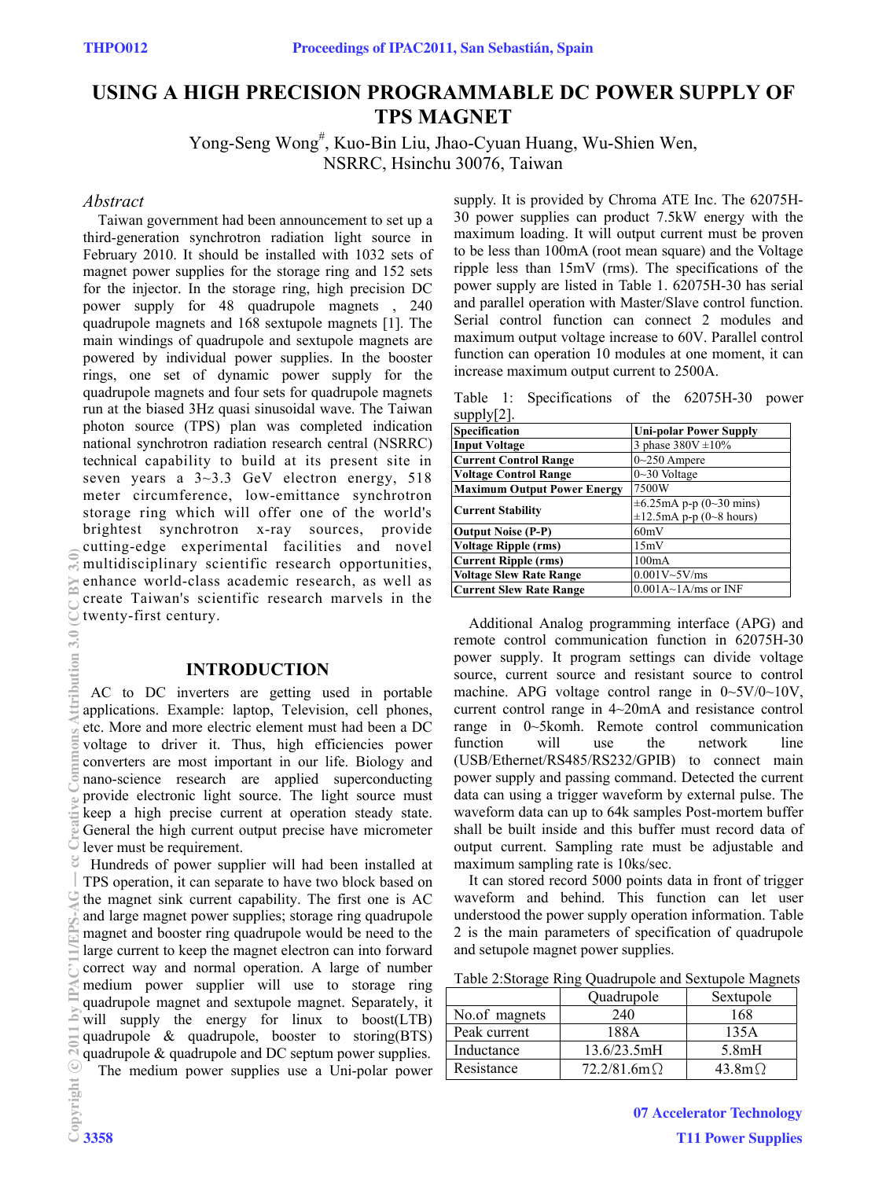# USING A HIGH PRECISION PROGRAMMABLE DC POWER SUPPLY OF TPS MAGNET

Yong-Seng Wong#, Kuo-Bin Liu, Jhao-Cyuan Huang, Wu-Shien Wen,
NSRRC, Hsinchu 30076, Taiwan

## *Abstract*

Taiwan government had been announcement to set up a third-generation synchrotron radiation light source in February 2010. It should be installed with 1032 sets of magnet power supplies for the storage ring and 152 sets for the injector. In the storage ring, high precision DC power supply for 48 quadrupole magnets , 240 quadrupole magnets and 168 sextupole magnets [1]. The main windings of quadrupole and sextupole magnets are powered by individual power supplies. In the booster rings, one set of dynamic power supply for the quadrupole magnets and four sets for quadrupole magnets run at the biased 3Hz quasi sinusoidal wave. The Taiwan photon source (TPS) plan was completed indication national synchrotron radiation research central (NSRRC) technical capability to build at its present site in seven years a 3~3.3 GeV electron energy, 518 meter circumference, low-emittance synchrotron storage ring which will offer one of the world's brightest synchrotron x-ray sources, provide cutting-edge experimental facilities and novel multidisciplinary scientific research opportunities, enhance world-class academic research, as well as create Taiwan's scientific research marvels in the twenty-first century.

## INTRODUCTION

AC to DC inverters are getting used in portable applications. Example: laptop, Television, cell phones, etc. More and more electric element must had been a DC voltage to driver it. Thus, high efficiencies power converters are most important in our life. Biology and nano-science research are applied superconducting provide electronic light source. The light source must keep a high precise current at operation steady state. General the high current output precise have micrometer lever must be requirement.

Hundreds of power supplier will had been installed at TPS operation, it can separate to have two block based on the magnet sink current capability. The first one is AC and large magnet power supplies; storage ring quadrupole magnet and booster ring quadrupole would be need to the large current to keep the magnet electron can into forward correct way and normal operation. A large of number medium power supplier will use to storage ring quadrupole magnet and sextupole magnet. Separately, it will supply the energy for linux to boost(LTB) quadrupole & quadrupole, booster to storing(BTS) quadrupole & quadrupole and DC septum power supplies.

The medium power supplies use a Uni-polar power supply. It is provided by Chroma ATE Inc. The 62075H-30 power supplies can product 7.5kW energy with the maximum loading. It will output current must be proven to be less than 100mA (root mean square) and the Voltage ripple less than 15mV (rms). The specifications of the power supply are listed in Table 1. 62075H-30 has serial and parallel operation with Master/Slave control function. Serial control function can connect 2 modules and maximum output voltage increase to 60V. Parallel control function can operation 10 modules at one moment, it can increase maximum output current to 2500A.

Table 1: Specifications of the 62075H-30 power supply[2].

| Specification | Uni-polar Power Supply |
|---|---|
| Input Voltage | 3 phase 380V ±10% |
| Current Control Range | 0~250 Ampere |
| Voltage Control Range | 0~30 Voltage |
| Maximum Output Power Energy | 7500W |
| Current Stability | ±6.25mA p-p (0~30 mins) ±12.5mA p-p (0~8 hours) |
| Output Noise (P-P) | 60mV |
| Voltage Ripple (rms) | 15mV |
| Current Ripple (rms) | 100mA |
| Voltage Slew Rate Range | 0.001V~5V/ms |
| Current Slew Rate Range | 0.001A~1A/ms or INF |

Additional Analog programming interface (APG) and remote control communication function in 62075H-30 power supply. It program settings can divide voltage source, current source and resistant source to control machine. APG voltage control range in 0~5V/0~10V, current control range in 4~20mA and resistance control range in 0~5komh. Remote control communication function will use the network line (USB/Ethernet/RS485/RS232/GPIB) to connect main power supply and passing command. Detected the current data can using a trigger waveform by external pulse. The waveform data can up to 64k samples Post-mortem buffer shall be built inside and this buffer must record data of output current. Sampling rate must be adjustable and maximum sampling rate is 10ks/sec.

It can stored record 5000 points data in front of trigger waveform and behind. This function can let user understood the power supply operation information. Table 2 is the main parameters of specification of quadrupole and setupole magnet power supplies.

Table 2:Storage Ring Quadrupole and Sextupole Magnets

| | Quadrupole | Sextupole |
|---|---|---|
| No.of magnets | 240 | 168 |
| Peak current | 188A | 135A |
| Inductance | 13.6/23.5mH | 5.8mH |
| Resistance | 72.2/81.6mΩ | 43.8mΩ |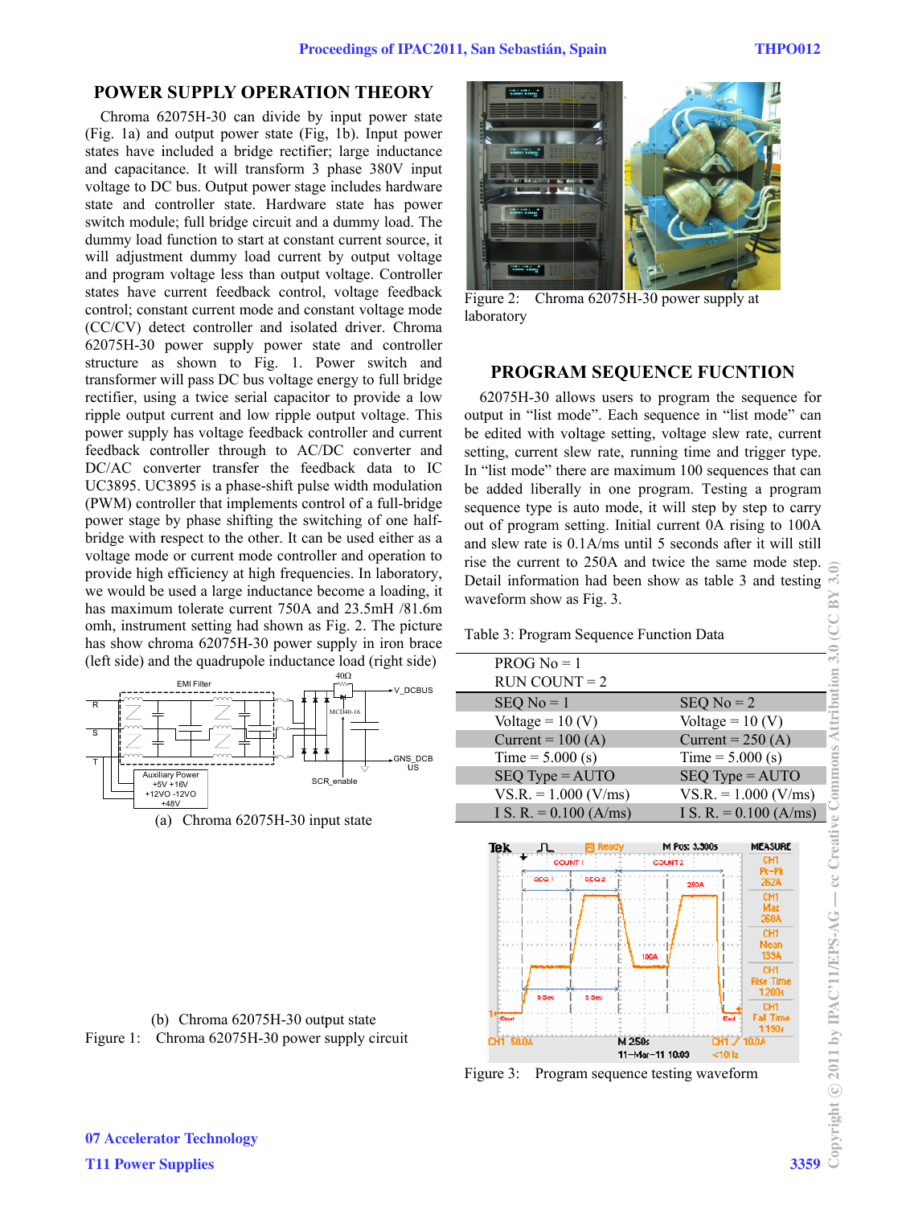## POWER SUPPLY OPERATION THEORY

Chroma 62075H-30 can divide by input power state (Fig. 1a) and output power state (Fig, 1b). Input power states have included a bridge rectifier; large inductance and capacitance. It will transform 3 phase 380V input voltage to DC bus. Output power stage includes hardware state and controller state. Hardware state has power switch module; full bridge circuit and a dummy load. The dummy load function to start at constant current source, it will adjustment dummy load current by output voltage and program voltage less than output voltage. Controller states have current feedback control, voltage feedback control; constant current mode and constant voltage mode (CC/CV) detect controller and isolated driver. Chroma 62075H-30 power supply power state and controller structure as shown to Fig. 1. Power switch and transformer will pass DC bus voltage energy to full bridge rectifier, using a twice serial capacitor to provide a low ripple output current and low ripple output voltage. This power supply has voltage feedback controller and current feedback controller through to AC/DC converter and DC/AC converter transfer the feedback data to IC UC3895. UC3895 is a phase-shift pulse width modulation (PWM) controller that implements control of a full-bridge power stage by phase shifting the switching of one half-bridge with respect to the other. It can be used either as a voltage mode or current mode controller and operation to provide high efficiency at high frequencies. In laboratory, we would be used a large inductance become a loading, it has maximum tolerate current 750A and 23.5mH /81.6m omh, instrument setting had shown as Fig. 2. The picture has show chroma 62075H-30 power supply in iron brace (left side) and the quadrupole inductance load (right side)

(a) Chroma 62075H-30 input state

(b) Chroma 62075H-30 output state

Figure 1: Chroma 62075H-30 power supply circuit

Figure 2: Chroma 62075H-30 power supply at laboratory

## PROGRAM SEQUENCE FUCNTION

62075H-30 allows users to program the sequence for output in "list mode". Each sequence in "list mode" can be edited with voltage setting, voltage slew rate, current setting, current slew rate, running time and trigger type. In "list mode" there are maximum 100 sequences that can be added liberally in one program. Testing a program sequence type is auto mode, it will step by step to carry out of program setting. Initial current 0A rising to 100A and slew rate is 0.1A/ms until 5 seconds after it will still rise the current to 250A and twice the same mode step. Detail information had been show as table 3 and testing waveform show as Fig. 3.

Table 3: Program Sequence Function Data

| PROG No = 1 | |
|---|---|
| RUN COUNT = 2 | |
| SEQ No = 1 | SEQ No = 2 |
| Voltage = 10 (V) | Voltage = 10 (V) |
| Current = 100 (A) | Current = 250 (A) |
| Time = 5.000 (s) | Time = 5.000 (s) |
| SEQ Type = AUTO | SEQ Type = AUTO |
| VS.R. = 1.000 (V/ms) | VS.R. = 1.000 (V/ms) |
| I S. R. = 0.100 (A/ms) | I S. R. = 0.100 (A/ms) |

Figure 3: Program sequence testing waveform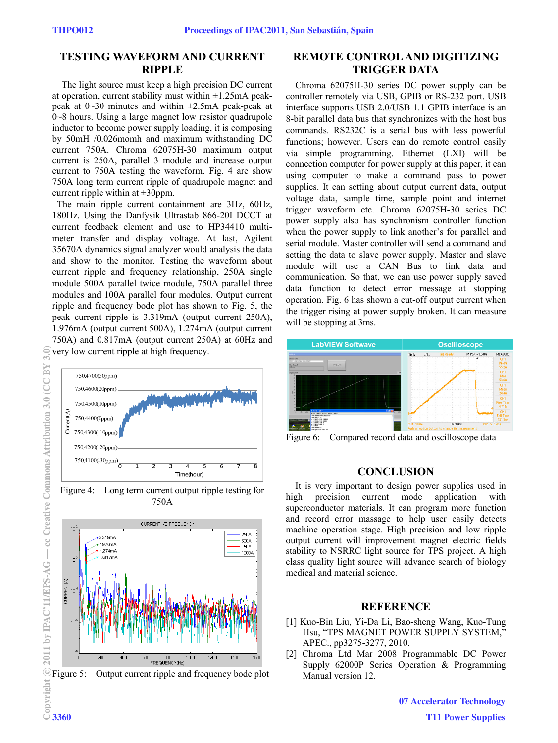## TESTING WAVEFORM AND CURRENT RIPPLE

The light source must keep a high precision DC current at operation, current stability must within ±1.25mA peak-peak at 0~30 minutes and within ±2.5mA peak-peak at 0~8 hours. Using a large magnet low resistor quadrupole inductor to become power supply loading, it is composing by 50mH /0.026momh and maximum withstanding DC current 750A. Chroma 62075H-30 maximum output current is 250A, parallel 3 module and increase output current to 750A testing the waveform. Fig. 4 are show 750A long term current ripple of quadrupole magnet and current ripple within at ±30ppm.

The main ripple current containment are 3Hz, 60Hz, 180Hz. Using the Danfysik Ultrastab 866-20I DCCT at current feedback element and use to HP34410 multi-meter transfer and display voltage. At last, Agilent 35670A dynamics signal analyzer would analysis the data and show to the monitor. Testing the waveform about current ripple and frequency relationship, 250A single module 500A parallel twice module, 750A parallel three modules and 100A parallel four modules. Output current ripple and frequency bode plot has shown to Fig. 5, the peak current ripple is 3.319mA (output current 250A), 1.976mA (output current 500A), 1.274mA (output current 750A) and 0.817mA (output current 250A) at 60Hz and very low current ripple at high frequency.

Current(A)
750.4700(30ppm)
750.4600(20ppm)
750.4500(10ppm)
750.4400(0ppm)
750.4300(-10ppm)
750.4200(-20ppm)
750.4100(-30ppm)
0 1 2 3 4 5 6 7 8
Time(hour)

Figure 4: Long term current output ripple testing for 750A

CURRENT VS FREQUENCY
CURRENT(A)
3.319mA
1.976mA
1.274mA
0.817mA
250A
500A
750A
1000A
0 200 400 600 800 1000 1200 1400 1600
FREQUENCY(Hz)

Figure 5: Output current ripple and frequency bode plot

## REMOTE CONTROL AND DIGITIZING TRIGGER DATA

Chroma 62075H-30 series DC power supply can be controller remotely via USB, GPIB or RS-232 port. USB interface supports USB 2.0/USB 1.1 GPIB interface is an 8-bit parallel data bus that synchronizes with the host bus commands. RS232C is a serial bus with less powerful functions; however. Users can do remote control easily via simple programming. Ethernet (LXI) will be connection computer for power supply at this paper, it can using computer to make a command pass to power supplies. It can setting about output current data, output voltage data, sample time, sample point and internet trigger waveform etc. Chroma 62075H-30 series DC power supply also has synchronism controller function when the power supply to link another's for parallel and serial module. Master controller will send a command and setting the data to slave power supply. Master and slave module will use a CAN Bus to link data and communication. So that, we can use power supply saved data function to detect error message at stopping operation. Fig. 6 has shown a cut-off output current when the trigger rising at power supply broken. It can measure will be stopping at 3ms.

LabVIEW Softwave
Oscilloscope

Figure 6: Compared record data and oscilloscope data

## CONCLUSION

It is very important to design power supplies used in high precision current mode application with superconductor materials. It can program more function and record error massage to help user easily detects machine operation stage. High precision and low ripple output current will improvement magnet electric fields stability to NSRRC light source for TPS project. A high class quality light source will advance search of biology medical and material science.

## REFERENCE

[1] Kuo-Bin Liu, Yi-Da Li, Bao-sheng Wang, Kuo-Tung Hsu, "TPS MAGNET POWER SUPPLY SYSTEM," APEC., pp3275-3277, 2010.

[2] Chroma Ltd Mar 2008 Programmable DC Power Supply 62000P Series Operation & Programming Manual version 12.